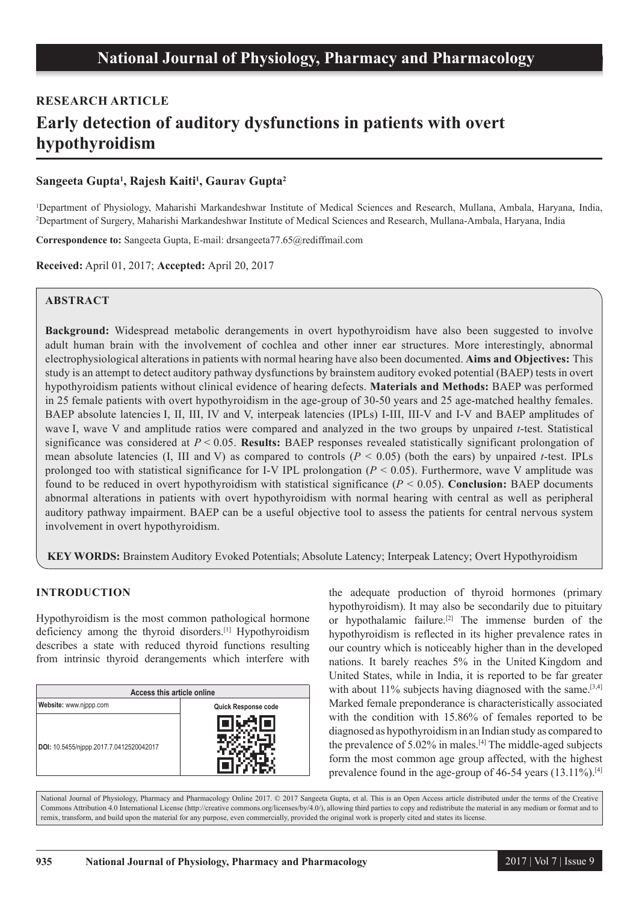# National Journal of Physiology, Pharmacy and Pharmacology

**RESEARCH ARTICLE**

## Early detection of auditory dysfunctions in patients with overt hypothyroidism

**Sangeeta Gupta[1], Rajesh Kaiti[1], Gaurav Gupta[2]**

[1]Department of Physiology, Maharishi Markandeshwar Institute of Medical Sciences and Research, Mullana, Ambala, Haryana, India, [2]Department of Surgery, Maharishi Markandeshwar Institute of Medical Sciences and Research, Mullana-Ambala, Haryana, India

**Correspondence to:** Sangeeta Gupta, E-mail: drsangeeta77.65@rediffmail.com

**Received:** April 01, 2017; **Accepted:** April 20, 2017

### ABSTRACT

**Background:** Widespread metabolic derangements in overt hypothyroidism have also been suggested to involve adult human brain with the involvement of cochlea and other inner ear structures. More interestingly, abnormal electrophysiological alterations in patients with normal hearing have also been documented. **Aims and Objectives:** This study is an attempt to detect auditory pathway dysfunctions by brainstem auditory evoked potential (BAEP) tests in overt hypothyroidism patients without clinical evidence of hearing defects. **Materials and Methods:** BAEP was performed in 25 female patients with overt hypothyroidism in the age-group of 30-50 years and 25 age-matched healthy females. BAEP absolute latencies I, II, III, IV and V, interpeak latencies (IPLs) I-III, III-V and I-V and BAEP amplitudes of wave I, wave V and amplitude ratios were compared and analyzed in the two groups by unpaired *t*-test. Statistical significance was considered at $P < 0.05$. **Results:** BAEP responses revealed statistically significant prolongation of mean absolute latencies (I, III and V) as compared to controls ($P < 0.05$) (both the ears) by unpaired *t*-test. IPLs prolonged too with statistical significance for I-V IPL prolongation ($P < 0.05$). Furthermore, wave V amplitude was found to be reduced in overt hypothyroidism with statistical significance ($P < 0.05$). **Conclusion:** BAEP documents abnormal alterations in patients with overt hypothyroidism with normal hearing with central as well as peripheral auditory pathway impairment. BAEP can be a useful objective tool to assess the patients for central nervous system involvement in overt hypothyroidism.

**KEY WORDS:** Brainstem Auditory Evoked Potentials; Absolute Latency; Interpeak Latency; Overt Hypothyroidism

### INTRODUCTION

Hypothyroidism is the most common pathological hormone deficiency among the thyroid disorders.[1] Hypothyroidism describes a state with reduced thyroid functions resulting from intrinsic thyroid derangements which interfere with the adequate production of thyroid hormones (primary hypothyroidism). It may also be secondarily due to pituitary or hypothalamic failure.[2] The immense burden of the hypothyroidism is reflected in its higher prevalence rates in our country which is noticeably higher than in the developed nations. It barely reaches 5% in the United Kingdom and United States, while in India, it is reported to be far greater with about 11% subjects having diagnosed with the same.[3,4] Marked female preponderance is characteristically associated with the condition with 15.86% of females reported to be diagnosed as hypothyroidism in an Indian study as compared to the prevalence of 5.02% in males.[4] The middle-aged subjects form the most common age group affected, with the highest prevalence found in the age-group of 46-54 years (13.11%).[4]

| Access this article online | |
|---|---|
| Website: www.njppp.com | Quick Response code |
| DOI: 10.5455/njppp.2017.7.0412520042017 | |

National Journal of Physiology, Pharmacy and Pharmacology Online 2017. © 2017 Sangeeta Gupta, et al. This is an Open Access article distributed under the terms of the Creative Commons Attribution 4.0 International License (http://creative commons.org/licenses/by/4.0/), allowing third parties to copy and redistribute the material in any medium or format and to remix, transform, and build upon the material for any purpose, even commercially, provided the original work is properly cited and states its license.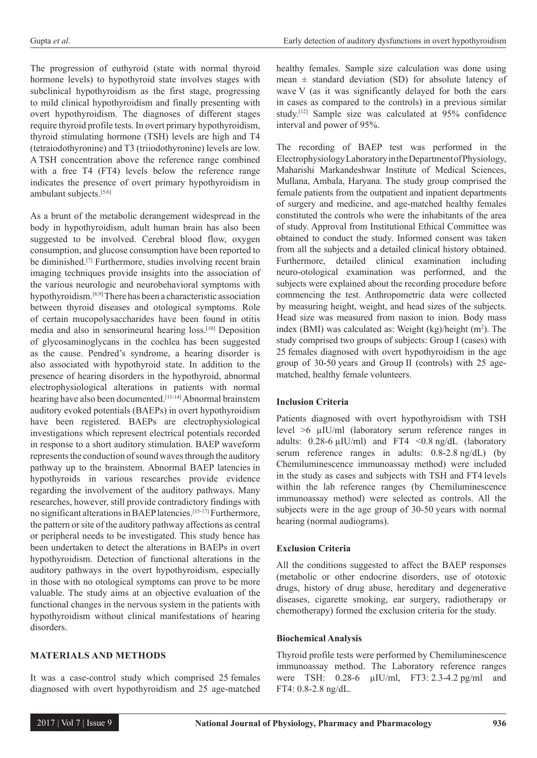The progression of euthyroid (state with normal thyroid hormone levels) to hypothyroid state involves stages with subclinical hypothyroidism as the first stage, progressing to mild clinical hypothyroidism and finally presenting with overt hypothyroidism. The diagnoses of different stages require thyroid profile tests. In overt primary hypothyroidism, thyroid stimulating hormone (TSH) levels are high and T4 (tetraiodothyronine) and T3 (triiodothyronine) levels are low. A TSH concentration above the reference range combined with a free T4 (FT4) levels below the reference range indicates the presence of overt primary hypothyroidism in ambulant subjects.[5,6]

As a brunt of the metabolic derangement widespread in the body in hypothyroidism, adult human brain has also been suggested to be involved. Cerebral blood flow, oxygen consumption, and glucose consumption have been reported to be diminished.[7] Furthermore, studies involving recent brain imaging techniques provide insights into the association of the various neurologic and neurobehavioral symptoms with hypothyroidism.[8,9] There has been a characteristic association between thyroid diseases and otological symptoms. Role of certain mucopolysaccharides have been found in otitis media and also in sensorineural hearing loss.[10] Deposition of glycosaminoglycans in the cochlea has been suggested as the cause. Pendred's syndrome, a hearing disorder is also associated with hypothyroid state. In addition to the presence of hearing disorders in the hypothyroid, abnormal electrophysiological alterations in patients with normal hearing have also been documented.[11-14] Abnormal brainstem auditory evoked potentials (BAEPs) in overt hypothyroidism have been registered. BAEPs are electrophysiological investigations which represent electrical potentials recorded in response to a short auditory stimulation. BAEP waveform represents the conduction of sound waves through the auditory pathway up to the brainstem. Abnormal BAEP latencies in hypothyroids in various researches provide evidence regarding the involvement of the auditory pathways. Many researches, however, still provide contradictory findings with no significant alterations in BAEP latencies.[15-17] Furthermore, the pattern or site of the auditory pathway affections as central or peripheral needs to be investigated. This study hence has been undertaken to detect the alterations in BAEPs in overt hypothyroidism. Detection of functional alterations in the auditory pathways in the overt hypothyroidism, especially in those with no otological symptoms can prove to be more valuable. The study aims at an objective evaluation of the functional changes in the nervous system in the patients with hypothyroidism without clinical manifestations of hearing disorders.

## MATERIALS AND METHODS

It was a case-control study which comprised 25 females diagnosed with overt hypothyroidism and 25 age-matched healthy females. Sample size calculation was done using mean ± standard deviation (SD) for absolute latency of wave V (as it was significantly delayed for both the ears in cases as compared to the controls) in a previous similar study.[12] Sample size was calculated at 95% confidence interval and power of 95%.

The recording of BAEP test was performed in the Electrophysiology Laboratory in the Department of Physiology, Maharishi Markandeshwar Institute of Medical Sciences, Mullana, Ambala, Haryana. The study group comprised the female patients from the outpatient and inpatient departments of surgery and medicine, and age-matched healthy females constituted the controls who were the inhabitants of the area of study. Approval from Institutional Ethical Committee was obtained to conduct the study. Informed consent was taken from all the subjects and a detailed clinical history obtained. Furthermore, detailed clinical examination including neuro-otological examination was performed, and the subjects were explained about the recording procedure before commencing the test. Anthropometric data were collected by measuring height, weight, and head sizes of the subjects. Head size was measured from nasion to inion. Body mass index (BMI) was calculated as: Weight (kg)/height ($m^2$). The study comprised two groups of subjects: Group I (cases) with 25 females diagnosed with overt hypothyroidism in the age group of 30-50 years and Group II (controls) with 25 age-matched, healthy female volunteers.

### Inclusion Criteria

Patients diagnosed with overt hypothyroidism with TSH level >6 µIU/ml (laboratory serum reference ranges in adults: 0.28-6 µIU/ml) and FT4 <0.8 ng/dL (laboratory serum reference ranges in adults: 0.8-2.8 ng/dL) (by Chemiluminescence immunoassay method) were included in the study as cases and subjects with TSH and FT4 levels within the lab reference ranges (by Chemiluminescence immunoassay method) were selected as controls. All the subjects were in the age group of 30-50 years with normal hearing (normal audiograms).

### Exclusion Criteria

All the conditions suggested to affect the BAEP responses (metabolic or other endocrine disorders, use of ototoxic drugs, history of drug abuse, hereditary and degenerative diseases, cigarette smoking, ear surgery, radiotherapy or chemotherapy) formed the exclusion criteria for the study.

### Biochemical Analysis

Thyroid profile tests were performed by Chemiluminescence immunoassay method. The Laboratory reference ranges were TSH: 0.28-6 µIU/ml, FT3: 2.3-4.2 pg/ml and FT4: 0.8-2.8 ng/dL.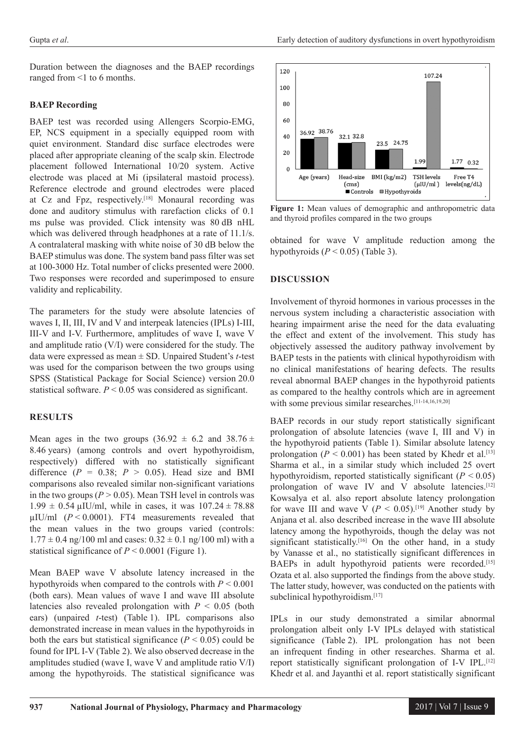Duration between the diagnoses and the BAEP recordings ranged from <1 to 6 months.

### BAEP Recording

BAEP test was recorded using Allengers Scorpio-EMG, EP, NCS equipment in a specially equipped room with quiet environment. Standard disc surface electrodes were placed after appropriate cleaning of the scalp skin. Electrode placement followed International 10/20 system. Active electrode was placed at Mi (ipsilateral mastoid process). Reference electrode and ground electrodes were placed at Cz and Fpz, respectively.[18] Monaural recording was done and auditory stimulus with rarefaction clicks of 0.1 ms pulse was provided. Click intensity was 80 dB nHL which was delivered through headphones at a rate of 11.1/s. A contralateral masking with white noise of 30 dB below the BAEP stimulus was done. The system band pass filter was set at 100-3000 Hz. Total number of clicks presented were 2000. Two responses were recorded and superimposed to ensure validity and replicability.

The parameters for the study were absolute latencies of waves I, II, III, IV and V and interpeak latencies (IPLs) I-III, III-V and I-V. Furthermore, amplitudes of wave I, wave V and amplitude ratio (V/I) were considered for the study. The data were expressed as mean ± SD. Unpaired Student's *t*-test was used for the comparison between the two groups using SPSS (Statistical Package for Social Science) version 20.0 statistical software. $P < 0.05$ was considered as significant.

## RESULTS

Mean ages in the two groups (36.92 ± 6.2 and 38.76 ± 8.46 years) (among controls and overt hypothyroidism, respectively) differed with no statistically significant difference ($P = 0.38$; $P > 0.05$). Head size and BMI comparisons also revealed similar non-significant variations in the two groups ($P > 0.05$). Mean TSH level in controls was 1.99 ± 0.54 µIU/ml, while in cases, it was 107.24 ± 78.88 µIU/ml ($P < 0.0001$). FT4 measurements revealed that the mean values in the two groups varied (controls: 1.77 ± 0.4 ng/100 ml and cases: 0.32 ± 0.1 ng/100 ml) with a statistical significance of $P < 0.0001$ (Figure 1).

120
100
80
60
40
20
0
36.92 38.76
32.1 32.8
23.5 24.75
1.99
107.24
1.77 0.32
Age (years)
Head-size (cms)
BMI (kg/m2)
TSH levels (µIU/ml)
Free T4 levels(ng/dL)
■ Controls ■ Hypothyroids

**Figure 1:** Mean values of demographic and anthropometric data and thyroid profiles compared in the two groups

Mean BAEP wave V absolute latency increased in the hypothyroids when compared to the controls with $P < 0.001$ (both ears). Mean values of wave I and wave III absolute latencies also revealed prolongation with $P < 0.05$ (both ears) (unpaired *t*-test) (Table 1). IPL comparisons also demonstrated increase in mean values in the hypothyroids in both the ears but statistical significance ($P < 0.05$) could be found for IPL I-V (Table 2). We also observed decrease in the amplitudes studied (wave I, wave V and amplitude ratio V/I) among the hypothyroids. The statistical significance was obtained for wave V amplitude reduction among the hypothyroids ($P < 0.05$) (Table 3).

## DISCUSSION

Involvement of thyroid hormones in various processes in the nervous system including a characteristic association with hearing impairment arise the need for the data evaluating the effect and extent of the involvement. This study has objectively assessed the auditory pathway involvement by BAEP tests in the patients with clinical hypothyroidism with no clinical manifestations of hearing defects. The results reveal abnormal BAEP changes in the hypothyroid patients as compared to the healthy controls which are in agreement with some previous similar researches.[11-14,16,19,20]

BAEP records in our study report statistically significant prolongation of absolute latencies (wave I, III and V) in the hypothyroid patients (Table 1). Similar absolute latency prolongation ($P < 0.001$) has been stated by Khedr et al.[13] Sharma et al., in a similar study which included 25 overt hypothyroidism, reported statistically significant ($P < 0.05$) prolongation of wave IV and V absolute latencies.[12] Kowsalya et al. also report absolute latency prolongation for wave III and wave V ($P < 0.05$).[19] Another study by Anjana et al. also described increase in the wave III absolute latency among the hypothyroids, though the delay was not significant statistically.[16] On the other hand, in a study by Vanasse et al., no statistically significant differences in BAEPs in adult hypothyroid patients were recorded.[15] Ozata et al. also supported the findings from the above study. The latter study, however, was conducted on the patients with subclinical hypothyroidism.[17]

IPLs in our study demonstrated a similar abnormal prolongation albeit only I-V IPLs delayed with statistical significance (Table 2). IPL prolongation has not been an infrequent finding in other researches. Sharma et al. report statistically significant prolongation of I-V IPL.[12] Khedr et al. and Jayanthi et al. report statistically significant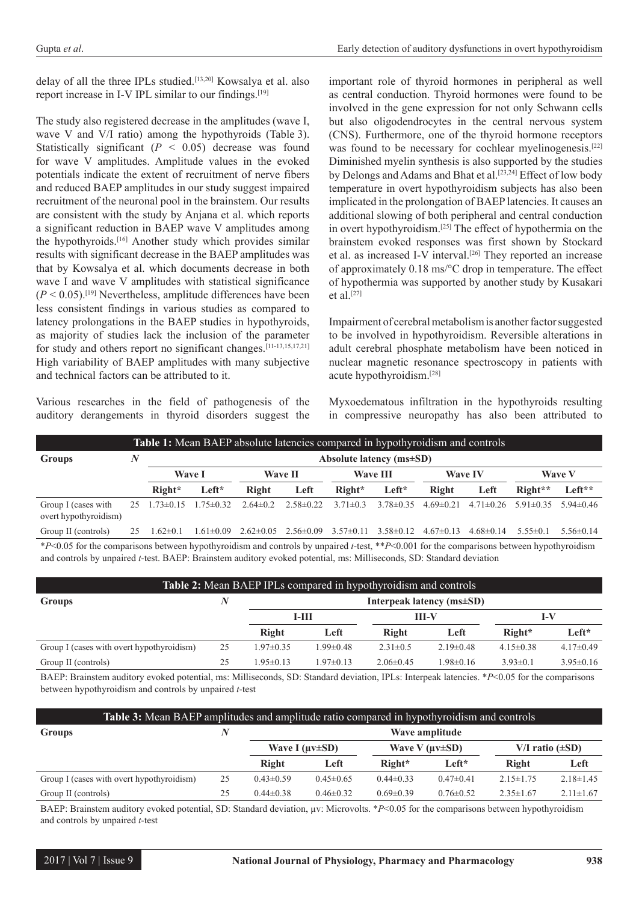delay of all the three IPLs studied.[13,20] Kowsalya et al. also report increase in I-V IPL similar to our findings.[19]

The study also registered decrease in the amplitudes (wave I, wave V and V/I ratio) among the hypothyroids (Table 3). Statistically significant ($P < 0.05$) decrease was found for wave V amplitudes. Amplitude values in the evoked potentials indicate the extent of recruitment of nerve fibers and reduced BAEP amplitudes in our study suggest impaired recruitment of the neuronal pool in the brainstem. Our results are consistent with the study by Anjana et al. which reports a significant reduction in BAEP wave V amplitudes among the hypothyroids.[16] Another study which provides similar results with significant decrease in the BAEP amplitudes was that by Kowsalya et al. which documents decrease in both wave I and wave V amplitudes with statistical significance ($P < 0.05$).[19] Nevertheless, amplitude differences have been less consistent findings in various studies as compared to latency prolongations in the BAEP studies in hypothyroids, as majority of studies lack the inclusion of the parameter for study and others report no significant changes.[11-13,15,17,21] High variability of BAEP amplitudes with many subjective and technical factors can be attributed to it.

Various researches in the field of pathogenesis of the auditory derangements in thyroid disorders suggest the important role of thyroid hormones in peripheral as well as central conduction. Thyroid hormones were found to be involved in the gene expression for not only Schwann cells but also oligodendrocytes in the central nervous system (CNS). Furthermore, one of the thyroid hormone receptors was found to be necessary for cochlear myelinogenesis.[22] Diminished myelin synthesis is also supported by the studies by Delongs and Adams and Bhat et al.[23,24] Effect of low body temperature in overt hypothyroidism subjects has also been implicated in the prolongation of BAEP latencies. It causes an additional slowing of both peripheral and central conduction in overt hypothyroidism.[25] The effect of hypothermia on the brainstem evoked responses was first shown by Stockard et al. as increased I-V interval.[26] They reported an increase of approximately 0.18 ms/°C drop in temperature. The effect of hypothermia was supported by another study by Kusakari et al.[27]

Impairment of cerebral metabolism is another factor suggested to be involved in hypothyroidism. Reversible alterations in adult cerebral phosphate metabolism have been noticed in nuclear magnetic resonance spectroscopy in patients with acute hypothyroidism.[28]

Myxoedematous infiltration in the hypothyroids resulting in compressive neuropathy has also been attributed to

**Table 1:** Mean BAEP absolute latencies compared in hypothyroidism and controls

| Groups | N | Absolute latency (ms±SD) | | | | | | | | | |
|---|---|---|---|---|---|---|---|---|---|---|---|
| | | Wave I | | Wave II | | Wave III | | Wave IV | | Wave V | |
| | | Right* | Left* | Right | Left | Right* | Left* | Right | Left | Right** | Left** |
| Group I (cases with overt hypothyroidism) | 25 | 1.73±0.15 | 1.75±0.32 | 2.64±0.2 | 2.58±0.22 | 3.71±0.3 | 3.78±0.35 | 4.69±0.21 | 4.71±0.26 | 5.91±0.35 | 5.94±0.46 |
| Group II (controls) | 25 | 1.62±0.1 | 1.61±0.09 | 2.62±0.05 | 2.56±0.09 | 3.57±0.11 | 3.58±0.12 | 4.67±0.13 | 4.68±0.14 | 5.55±0.1 | 5.56±0.14 |

*$P<0.05$ for the comparisons between hypothyroidism and controls by unpaired $t$-test, **$P<0.001$ for the comparisons between hypothyroidism and controls by unpaired $t$-test. BAEP: Brainstem auditory evoked potential, ms: Milliseconds, SD: Standard deviation

**Table 2:** Mean BAEP IPLs compared in hypothyroidism and controls

| Groups | N | Interpeak latency (ms±SD) | | | | | |
|---|---|---|---|---|---|---|---|
| | | I-III | | III-V | | I-V | |
| | | Right | Left | Right | Left | Right* | Left* |
| Group I (cases with overt hypothyroidism) | 25 | 1.97±0.35 | 1.99±0.48 | 2.31±0.5 | 2.19±0.48 | 4.15±0.38 | 4.17±0.49 |
| Group II (controls) | 25 | 1.95±0.13 | 1.97±0.13 | 2.06±0.45 | 1.98±0.16 | 3.93±0.1 | 3.95±0.16 |

BAEP: Brainstem auditory evoked potential, ms: Milliseconds, SD: Standard deviation, IPLs: Interpeak latencies. *$P<0.05$ for the comparisons between hypothyroidism and controls by unpaired $t$-test

**Table 3:** Mean BAEP amplitudes and amplitude ratio compared in hypothyroidism and controls

| Groups | N | Wave amplitude | | | | | |
|---|---|---|---|---|---|---|---|
| | | Wave I (μv±SD) | | Wave V (μv±SD) | | V/I ratio (±SD) | |
| | | Right | Left | Right* | Left* | Right | Left |
| Group I (cases with overt hypothyroidism) | 25 | 0.43±0.59 | 0.45±0.65 | 0.44±0.33 | 0.47±0.41 | 2.15±1.75 | 2.18±1.45 |
| Group II (controls) | 25 | 0.44±0.38 | 0.46±0.32 | 0.69±0.39 | 0.76±0.52 | 2.35±1.67 | 2.11±1.67 |

BAEP: Brainstem auditory evoked potential, SD: Standard deviation, μv: Microvolts. *$P<0.05$ for the comparisons between hypothyroidism and controls by unpaired $t$-test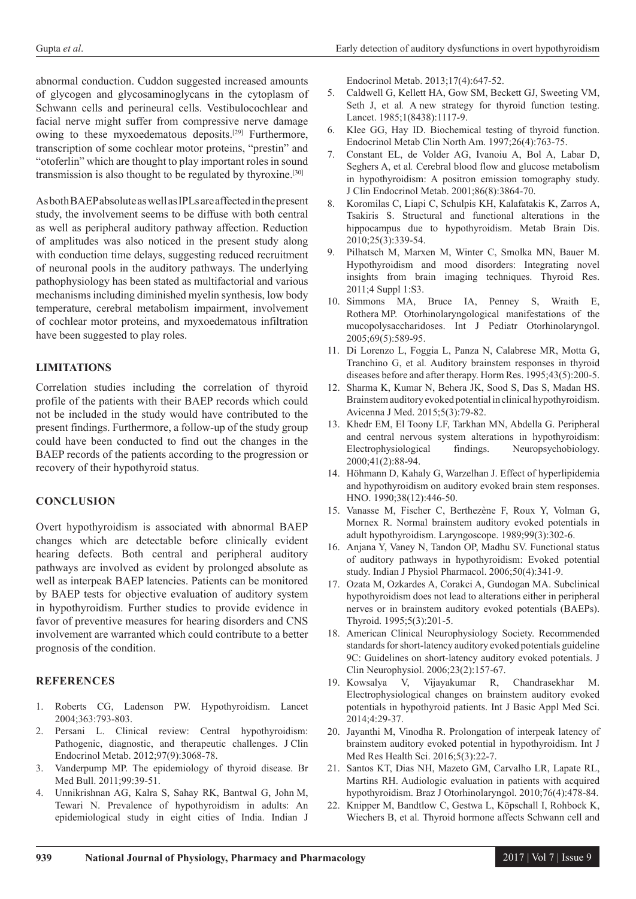abnormal conduction. Cuddon suggested increased amounts of glycogen and glycosaminoglycans in the cytoplasm of Schwann cells and perineural cells. Vestibulocochlear and facial nerve might suffer from compressive nerve damage owing to these myxoedematous deposits.[29] Furthermore, transcription of some cochlear motor proteins, "prestin" and "otoferlin" which are thought to play important roles in sound transmission is also thought to be regulated by thyroxine.[30]

As both BAEP absolute as well as IPLs are affected in the present study, the involvement seems to be diffuse with both central as well as peripheral auditory pathway affection. Reduction of amplitudes was also noticed in the present study along with conduction time delays, suggesting reduced recruitment of neuronal pools in the auditory pathways. The underlying pathophysiology has been stated as multifactorial and various mechanisms including diminished myelin synthesis, low body temperature, cerebral metabolism impairment, involvement of cochlear motor proteins, and myxoedematous infiltration have been suggested to play roles.

## LIMITATIONS

Correlation studies including the correlation of thyroid profile of the patients with their BAEP records which could not be included in the study would have contributed to the present findings. Furthermore, a follow-up of the study group could have been conducted to find out the changes in the BAEP records of the patients according to the progression or recovery of their hypothyroid status.

## CONCLUSION

Overt hypothyroidism is associated with abnormal BAEP changes which are detectable before clinically evident hearing defects. Both central and peripheral auditory pathways are involved as evident by prolonged absolute as well as interpeak BAEP latencies. Patients can be monitored by BAEP tests for objective evaluation of auditory system in hypothyroidism. Further studies to provide evidence in favor of preventive measures for hearing disorders and CNS involvement are warranted which could contribute to a better prognosis of the condition.

## REFERENCES

1. Roberts CG, Ladenson PW. Hypothyroidism. Lancet 2004;363:793-803.
2. Persani L. Clinical review: Central hypothyroidism: Pathogenic, diagnostic, and therapeutic challenges. J Clin Endocrinol Metab. 2012;97(9):3068-78.
3. Vanderpump MP. The epidemiology of thyroid disease. Br Med Bull. 2011;99:39-51.
4. Unnikrishnan AG, Kalra S, Sahay RK, Bantwal G, John M, Tewari N. Prevalence of hypothyroidism in adults: An epidemiological study in eight cities of India. Indian J Endocrinol Metab. 2013;17(4):647-52.
5. Caldwell G, Kellett HA, Gow SM, Beckett GJ, Sweeting VM, Seth J, et al*.* A new strategy for thyroid function testing. Lancet. 1985;1(8438):1117-9.
6. Klee GG, Hay ID. Biochemical testing of thyroid function. Endocrinol Metab Clin North Am. 1997;26(4):763-75.
7. Constant EL, de Volder AG, Ivanoiu A, Bol A, Labar D, Seghers A, et al*.* Cerebral blood flow and glucose metabolism in hypothyroidism: A positron emission tomography study. J Clin Endocrinol Metab. 2001;86(8):3864-70.
8. Koromilas C, Liapi C, Schulpis KH, Kalafatakis K, Zarros A, Tsakiris S. Structural and functional alterations in the hippocampus due to hypothyroidism. Metab Brain Dis. 2010;25(3):339-54.
9. Pilhatsch M, Marxen M, Winter C, Smolka MN, Bauer M. Hypothyroidism and mood disorders: Integrating novel insights from brain imaging techniques. Thyroid Res. 2011;4 Suppl 1:S3.
10. Simmons MA, Bruce IA, Penney S, Wraith E, Rothera MP. Otorhinolaryngological manifestations of the mucopolysaccharidoses. Int J Pediatr Otorhinolaryngol. 2005;69(5):589-95.
11. Di Lorenzo L, Foggia L, Panza N, Calabrese MR, Motta G, Tranchino G, et al*.* Auditory brainstem responses in thyroid diseases before and after therapy. Horm Res. 1995;43(5):200-5.
12. Sharma K, Kumar N, Behera JK, Sood S, Das S, Madan HS. Brainstem auditory evoked potential in clinical hypothyroidism. Avicenna J Med. 2015;5(3):79-82.
13. Khedr EM, El Toony LF, Tarkhan MN, Abdella G. Peripheral and central nervous system alterations in hypothyroidism: Electrophysiological findings. Neuropsychobiology. 2000;41(2):88-94.
14. Höhmann D, Kahaly G, Warzelhan J. Effect of hyperlipidemia and hypothyroidism on auditory evoked brain stem responses. HNO. 1990;38(12):446-50.
15. Vanasse M, Fischer C, Berthezène F, Roux Y, Volman G, Mornex R. Normal brainstem auditory evoked potentials in adult hypothyroidism. Laryngoscope. 1989;99(3):302-6.
16. Anjana Y, Vaney N, Tandon OP, Madhu SV. Functional status of auditory pathways in hypothyroidism: Evoked potential study. Indian J Physiol Pharmacol. 2006;50(4):341-9.
17. Ozata M, Ozkardes A, Corakci A, Gundogan MA. Subclinical hypothyroidism does not lead to alterations either in peripheral nerves or in brainstem auditory evoked potentials (BAEPs). Thyroid. 1995;5(3):201-5.
18. American Clinical Neurophysiology Society. Recommended standards for short-latency auditory evoked potentials guideline 9C: Guidelines on short-latency auditory evoked potentials. J Clin Neurophysiol. 2006;23(2):157-67.
19. Kowsalya V, Vijayakumar R, Chandrasekhar M. Electrophysiological changes on brainstem auditory evoked potentials in hypothyroid patients. Int J Basic Appl Med Sci. 2014;4:29-37.
20. Jayanthi M, Vinodha R. Prolongation of interpeak latency of brainstem auditory evoked potential in hypothyroidism. Int J Med Res Health Sci. 2016;5(3):22-7.
21. Santos KT, Dias NH, Mazeto GM, Carvalho LR, Lapate RL, Martins RH. Audiologic evaluation in patients with acquired hypothyroidism. Braz J Otorhinolaryngol. 2010;76(4):478-84.
22. Knipper M, Bandtlow C, Gestwa L, Köpschall I, Rohbock K, Wiechers B, et al*.* Thyroid hormone affects Schwann cell and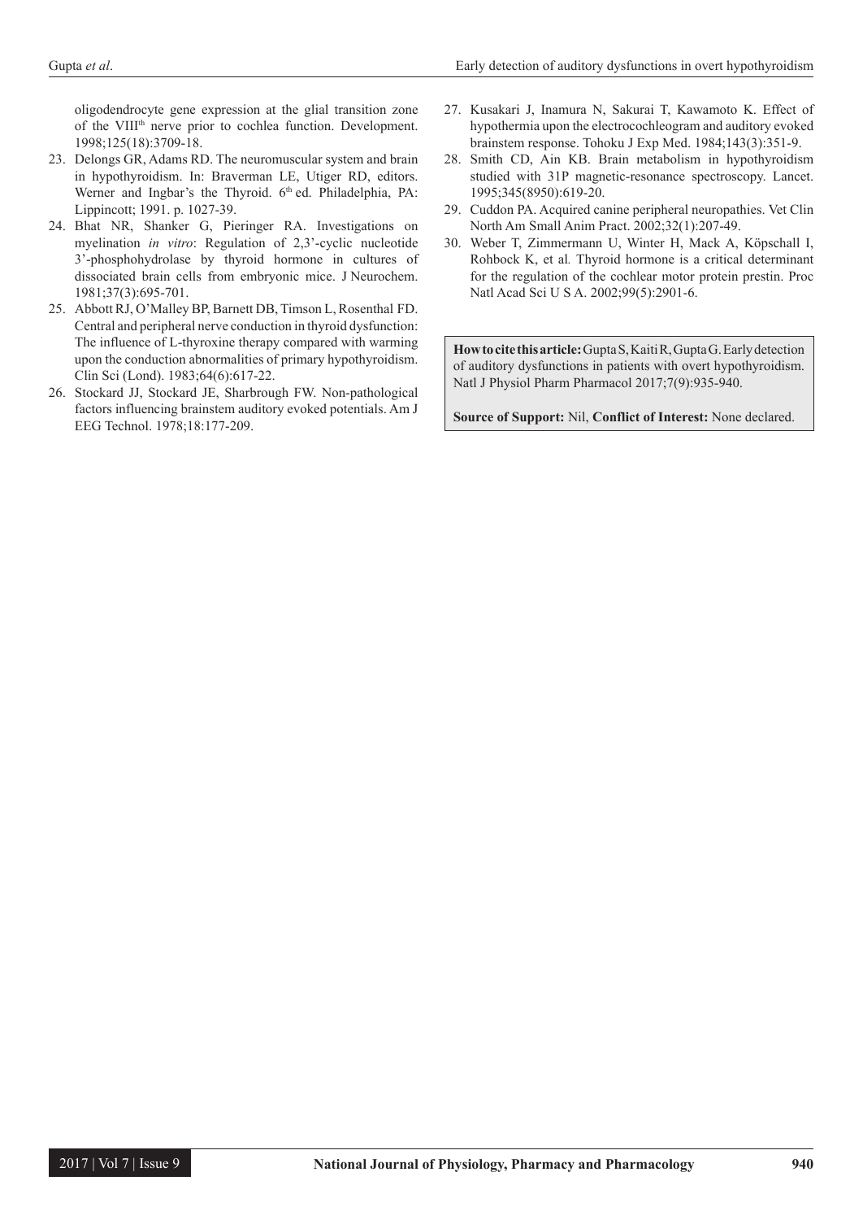oligodendrocyte gene expression at the glial transition zone of the VIII[th] nerve prior to cochlea function. Development. 1998;125(18):3709-18.

23. Delongs GR, Adams RD. The neuromuscular system and brain in hypothyroidism. In: Braverman LE, Utiger RD, editors. Werner and Ingbar's the Thyroid. 6[th] ed. Philadelphia, PA: Lippincott; 1991. p. 1027-39.
24. Bhat NR, Shanker G, Pieringer RA. Investigations on myelination *in vitro*: Regulation of 2,3'-cyclic nucleotide 3'-phosphohydrolase by thyroid hormone in cultures of dissociated brain cells from embryonic mice. J Neurochem. 1981;37(3):695-701.
25. Abbott RJ, O'Malley BP, Barnett DB, Timson L, Rosenthal FD. Central and peripheral nerve conduction in thyroid dysfunction: The influence of L-thyroxine therapy compared with warming upon the conduction abnormalities of primary hypothyroidism. Clin Sci (Lond). 1983;64(6):617-22.
26. Stockard JJ, Stockard JE, Sharbrough FW. Non-pathological factors influencing brainstem auditory evoked potentials. Am J EEG Technol. 1978;18:177-209.
27. Kusakari J, Inamura N, Sakurai T, Kawamoto K. Effect of hypothermia upon the electrocochleogram and auditory evoked brainstem response. Tohoku J Exp Med. 1984;143(3):351-9.
28. Smith CD, Ain KB. Brain metabolism in hypothyroidism studied with 31P magnetic-resonance spectroscopy. Lancet. 1995;345(8950):619-20.
29. Cuddon PA. Acquired canine peripheral neuropathies. Vet Clin North Am Small Anim Pract. 2002;32(1):207-49.
30. Weber T, Zimmermann U, Winter H, Mack A, Köpschall I, Rohbock K, et al. Thyroid hormone is a critical determinant for the regulation of the cochlear motor protein prestin. Proc Natl Acad Sci U S A. 2002;99(5):2901-6.

**How to cite this article:** Gupta S, Kaiti R, Gupta G. Early detection of auditory dysfunctions in patients with overt hypothyroidism. Natl J Physiol Pharm Pharmacol 2017;7(9):935-940.

**Source of Support:** Nil, **Conflict of Interest:** None declared.